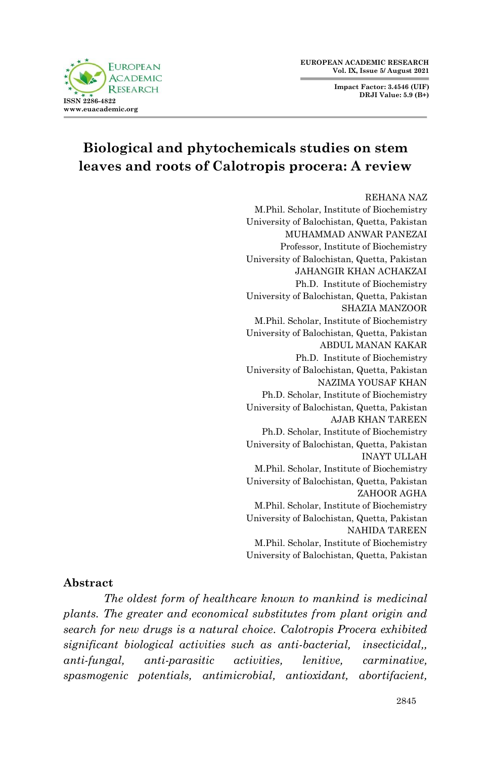# Biological and phytochemicals studies on stem leaves and roots of Calotropis procera: A review

REHANA NAZ
M.Phil. Scholar, Institute of Biochemistry
University of Balochistan, Quetta, Pakistan

MUHAMMAD ANWAR PANEZAI
Professor, Institute of Biochemistry
University of Balochistan, Quetta, Pakistan

JAHANGIR KHAN ACHAKZAI
Ph.D. Institute of Biochemistry
University of Balochistan, Quetta, Pakistan

SHAZIA MANZOOR
M.Phil. Scholar, Institute of Biochemistry
University of Balochistan, Quetta, Pakistan

ABDUL MANAN KAKAR
Ph.D. Institute of Biochemistry
University of Balochistan, Quetta, Pakistan

NAZIMA YOUSAF KHAN
Ph.D. Scholar, Institute of Biochemistry
University of Balochistan, Quetta, Pakistan

AJAB KHAN TAREEN
Ph.D. Scholar, Institute of Biochemistry
University of Balochistan, Quetta, Pakistan

INAYT ULLAH
M.Phil. Scholar, Institute of Biochemistry
University of Balochistan, Quetta, Pakistan

ZAHOOR AGHA
M.Phil. Scholar, Institute of Biochemistry
University of Balochistan, Quetta, Pakistan

NAHIDA TAREEN
M.Phil. Scholar, Institute of Biochemistry
University of Balochistan, Quetta, Pakistan

## Abstract

*The oldest form of healthcare known to mankind is medicinal plants. The greater and economical substitutes from plant origin and search for new drugs is a natural choice. Calotropis Procera exhibited significant biological activities such as anti-bacterial, insecticidal,, anti-fungal, anti-parasitic activities, lenitive, carminative, spasmogenic potentials, antimicrobial, antioxidant, abortifacient,*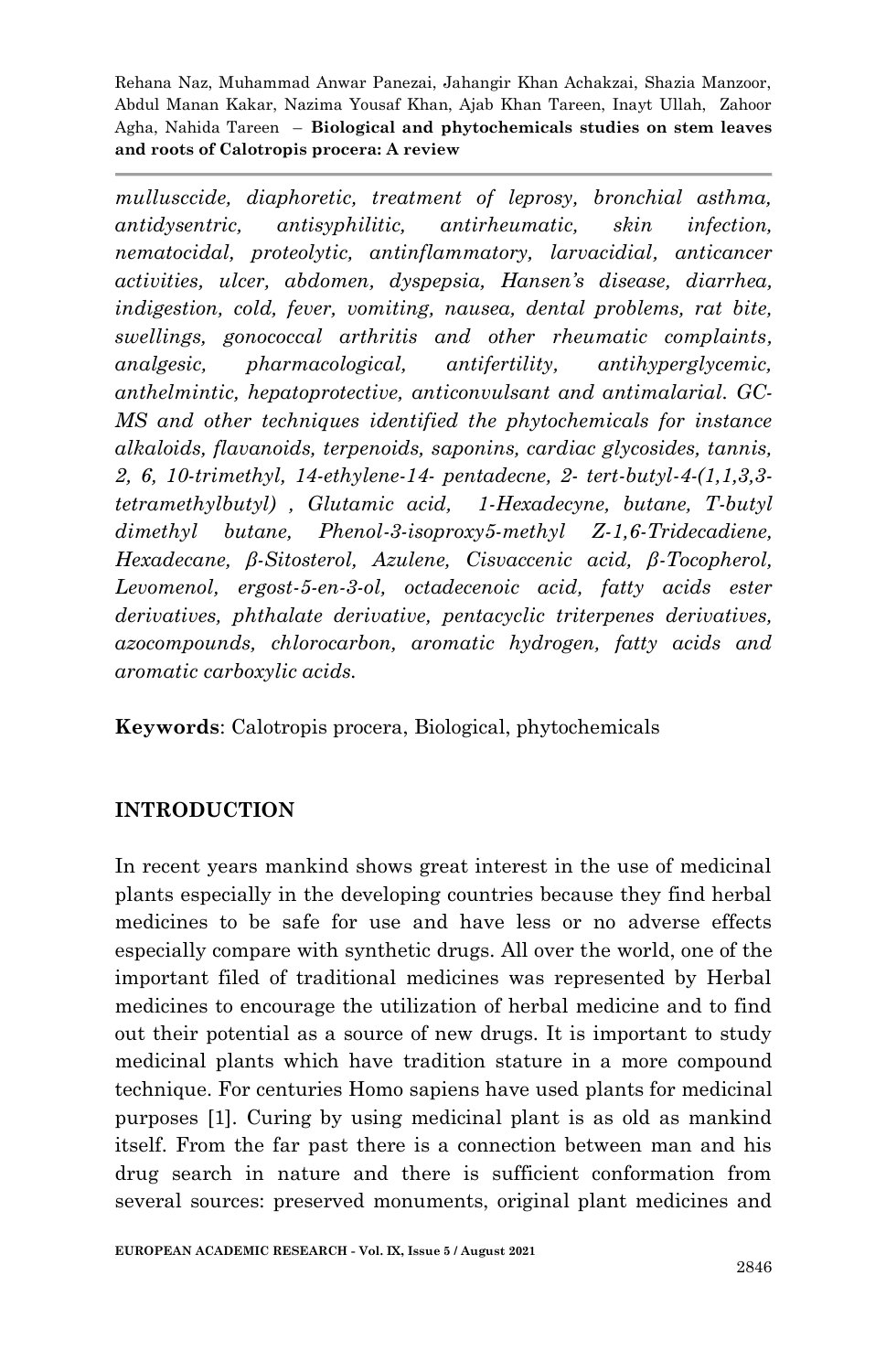*mullusccide, diaphoretic, treatment of leprosy, bronchial asthma, antidysentric, antisyphilitic, antirheumatic, skin infection, nematocidal, proteolytic, antinflammatory, larvacidial, anticancer activities, ulcer, abdomen, dyspepsia, Hansen's disease, diarrhea, indigestion, cold, fever, vomiting, nausea, dental problems, rat bite, swellings, gonococcal arthritis and other rheumatic complaints, analgesic, pharmacological, antifertility, antihyperglycemic, anthelmintic, hepatoprotective, anticonvulsant and antimalarial. GC-MS and other techniques identified the phytochemicals for instance alkaloids, flavanoids, terpenoids, saponins, cardiac glycosides, tannis, 2, 6, 10-trimethyl, 14-ethylene-14- pentadecne, 2- tert-butyl-4-(1,1,3,3-tetramethylbutyl) , Glutamic acid, 1-Hexadecyne, butane, T-butyl dimethyl butane, Phenol-3-isoproxy5-methyl Z-1,6-Tridecadiene, Hexadecane, β-Sitosterol, Azulene, Cisvaccenic acid, β-Tocopherol, Levomenol, ergost-5-en-3-ol, octadecenoic acid, fatty acids ester derivatives, phthalate derivative, pentacyclic triterpenes derivatives, azocompounds, chlorocarbon, aromatic hydrogen, fatty acids and aromatic carboxylic acids.*

**Keywords**: Calotropis procera, Biological, phytochemicals

## INTRODUCTION

In recent years mankind shows great interest in the use of medicinal plants especially in the developing countries because they find herbal medicines to be safe for use and have less or no adverse effects especially compare with synthetic drugs. All over the world, one of the important filed of traditional medicines was represented by Herbal medicines to encourage the utilization of herbal medicine and to find out their potential as a source of new drugs. It is important to study medicinal plants which have tradition stature in a more compound technique. For centuries Homo sapiens have used plants for medicinal purposes [1]. Curing by using medicinal plant is as old as mankind itself. From the far past there is a connection between man and his drug search in nature and there is sufficient conformation from several sources: preserved monuments, original plant medicines and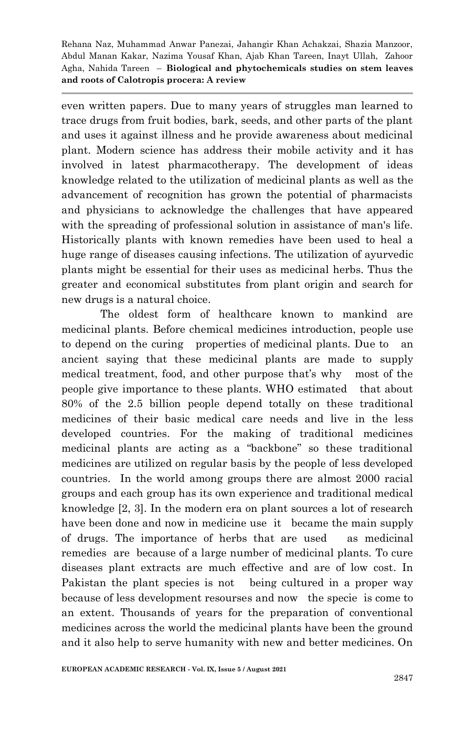even written papers. Due to many years of struggles man learned to trace drugs from fruit bodies, bark, seeds, and other parts of the plant and uses it against illness and he provide awareness about medicinal plant. Modern science has address their mobile activity and it has involved in latest pharmacotherapy. The development of ideas knowledge related to the utilization of medicinal plants as well as the advancement of recognition has grown the potential of pharmacists and physicians to acknowledge the challenges that have appeared with the spreading of professional solution in assistance of man's life. Historically plants with known remedies have been used to heal a huge range of diseases causing infections. The utilization of ayurvedic plants might be essential for their uses as medicinal herbs. Thus the greater and economical substitutes from plant origin and search for new drugs is a natural choice.

The oldest form of healthcare known to mankind are medicinal plants. Before chemical medicines introduction, people use to depend on the curing properties of medicinal plants. Due to an ancient saying that these medicinal plants are made to supply medical treatment, food, and other purpose that's why most of the people give importance to these plants. WHO estimated that about 80% of the 2.5 billion people depend totally on these traditional medicines of their basic medical care needs and live in the less developed countries. For the making of traditional medicines medicinal plants are acting as a "backbone" so these traditional medicines are utilized on regular basis by the people of less developed countries. In the world among groups there are almost 2000 racial groups and each group has its own experience and traditional medical knowledge [2, 3]. In the modern era on plant sources a lot of research have been done and now in medicine use it became the main supply of drugs. The importance of herbs that are used as medicinal remedies are because of a large number of medicinal plants. To cure diseases plant extracts are much effective and are of low cost. In Pakistan the plant species is not being cultured in a proper way because of less development resourses and now the specie is come to an extent. Thousands of years for the preparation of conventional medicines across the world the medicinal plants have been the ground and it also help to serve humanity with new and better medicines. On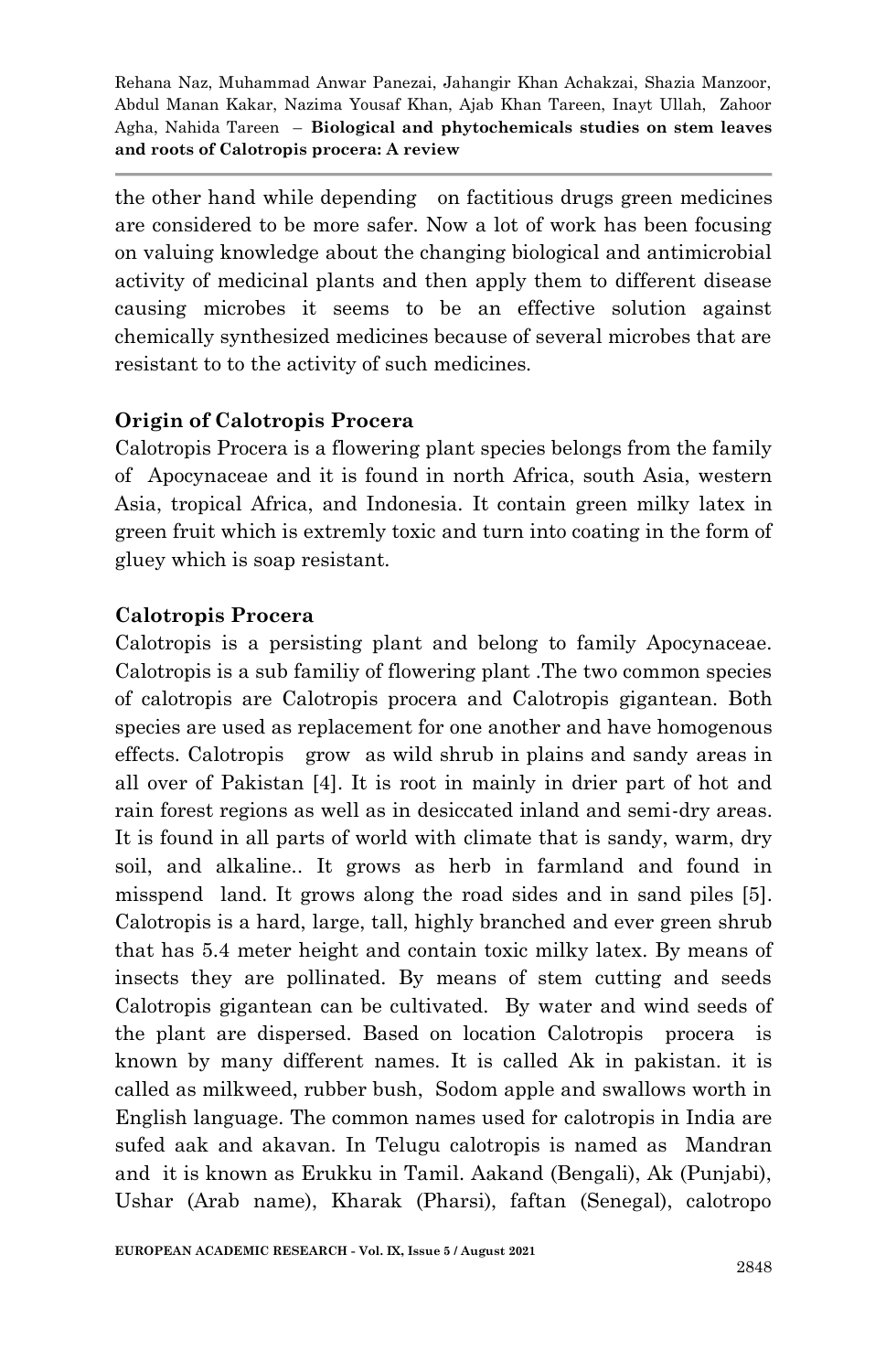the other hand while depending on factitious drugs green medicines are considered to be more safer. Now a lot of work has been focusing on valuing knowledge about the changing biological and antimicrobial activity of medicinal plants and then apply them to different disease causing microbes it seems to be an effective solution against chemically synthesized medicines because of several microbes that are resistant to to the activity of such medicines.

## Origin of Calotropis Procera

Calotropis Procera is a flowering plant species belongs from the family of Apocynaceae and it is found in north Africa, south Asia, western Asia, tropical Africa, and Indonesia. It contain green milky latex in green fruit which is extremly toxic and turn into coating in the form of gluey which is soap resistant.

## Calotropis Procera

Calotropis is a persisting plant and belong to family Apocynaceae. Calotropis is a sub familiy of flowering plant .The two common species of calotropis are Calotropis procera and Calotropis gigantean. Both species are used as replacement for one another and have homogenous effects. Calotropis grow as wild shrub in plains and sandy areas in all over of Pakistan [4]. It is root in mainly in drier part of hot and rain forest regions as well as in desiccated inland and semi-dry areas. It is found in all parts of world with climate that is sandy, warm, dry soil, and alkaline.. It grows as herb in farmland and found in misspend land. It grows along the road sides and in sand piles [5]. Calotropis is a hard, large, tall, highly branched and ever green shrub that has 5.4 meter height and contain toxic milky latex. By means of insects they are pollinated. By means of stem cutting and seeds Calotropis gigantean can be cultivated. By water and wind seeds of the plant are dispersed. Based on location Calotropis procera is known by many different names. It is called Ak in pakistan. it is called as milkweed, rubber bush, Sodom apple and swallows worth in English language. The common names used for calotropis in India are sufed aak and akavan. In Telugu calotropis is named as Mandran and it is known as Erukku in Tamil. Aakand (Bengali), Ak (Punjabi), Ushar (Arab name), Kharak (Pharsi), faftan (Senegal), calotropo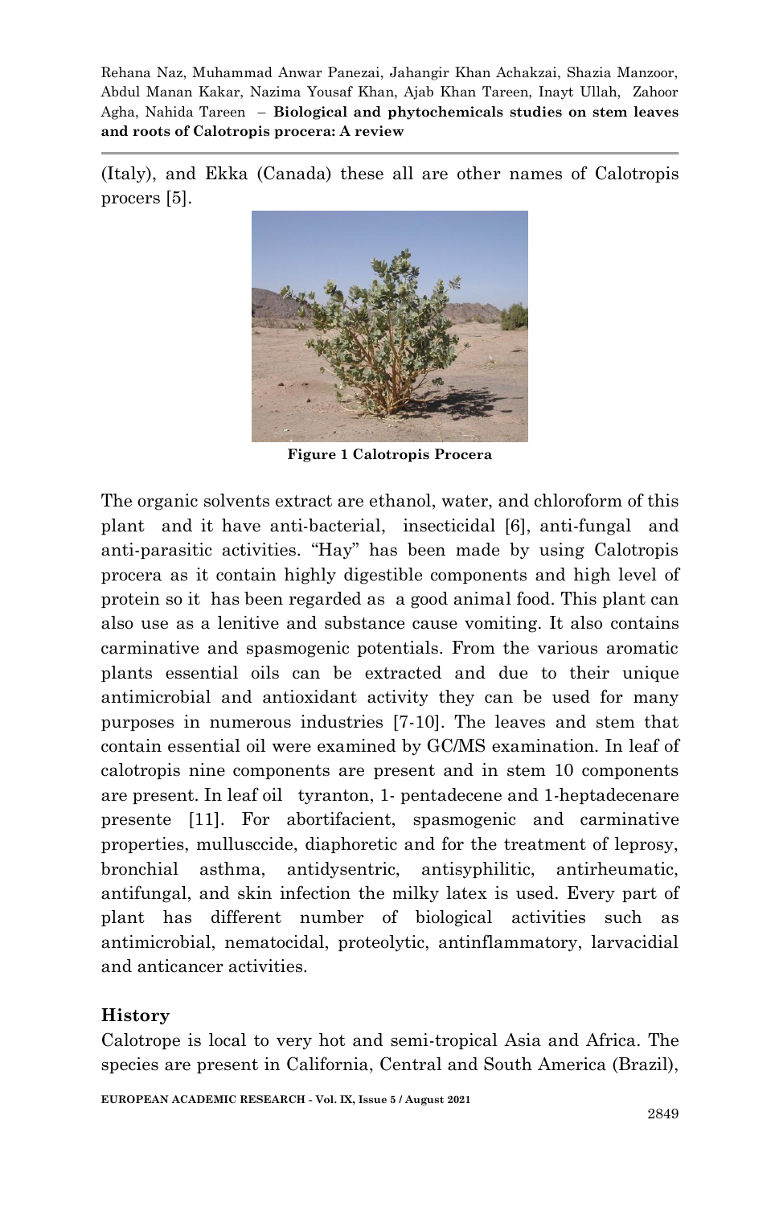(Italy), and Ekka (Canada) these all are other names of Calotropis procers [5].

**Figure 1 Calotropis Procera**

The organic solvents extract are ethanol, water, and chloroform of this plant and it have anti-bacterial, insecticidal [6], anti-fungal and anti-parasitic activities. "Hay" has been made by using Calotropis procera as it contain highly digestible components and high level of protein so it has been regarded as a good animal food. This plant can also use as a lenitive and substance cause vomiting. It also contains carminative and spasmogenic potentials. From the various aromatic plants essential oils can be extracted and due to their unique antimicrobial and antioxidant activity they can be used for many purposes in numerous industries [7-10]. The leaves and stem that contain essential oil were examined by GC/MS examination. In leaf of calotropis nine components are present and in stem 10 components are present. In leaf oil tyranton, 1- pentadecene and 1-heptadecenare presente [11]. For abortifacient, spasmogenic and carminative properties, mullusccide, diaphoretic and for the treatment of leprosy, bronchial asthma, antidysentric, antisyphilitic, antirheumatic, antifungal, and skin infection the milky latex is used. Every part of plant has different number of biological activities such as antimicrobial, nematocidal, proteolytic, antinflammatory, larvacidial and anticancer activities.

## History

Calotrope is local to very hot and semi-tropical Asia and Africa. The species are present in California, Central and South America (Brazil),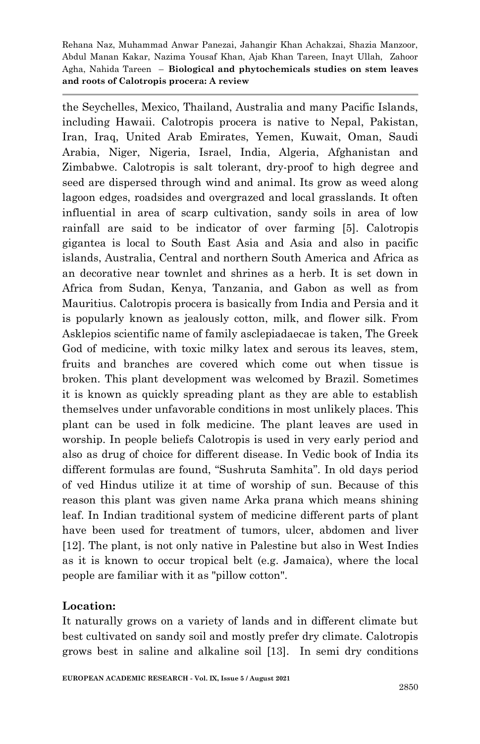the Seychelles, Mexico, Thailand, Australia and many Pacific Islands, including Hawaii. Calotropis procera is native to Nepal, Pakistan, Iran, Iraq, United Arab Emirates, Yemen, Kuwait, Oman, Saudi Arabia, Niger, Nigeria, Israel, India, Algeria, Afghanistan and Zimbabwe. Calotropis is salt tolerant, dry-proof to high degree and seed are dispersed through wind and animal. Its grow as weed along lagoon edges, roadsides and overgrazed and local grasslands. It often influential in area of scarp cultivation, sandy soils in area of low rainfall are said to be indicator of over farming [5]. Calotropis gigantea is local to South East Asia and Asia and also in pacific islands, Australia, Central and northern South America and Africa as an decorative near townlet and shrines as a herb. It is set down in Africa from Sudan, Kenya, Tanzania, and Gabon as well as from Mauritius. Calotropis procera is basically from India and Persia and it is popularly known as jealously cotton, milk, and flower silk. From Asklepios scientific name of family asclepiadaecae is taken, The Greek God of medicine, with toxic milky latex and serous its leaves, stem, fruits and branches are covered which come out when tissue is broken. This plant development was welcomed by Brazil. Sometimes it is known as quickly spreading plant as they are able to establish themselves under unfavorable conditions in most unlikely places. This plant can be used in folk medicine. The plant leaves are used in worship. In people beliefs Calotropis is used in very early period and also as drug of choice for different disease. In Vedic book of India its different formulas are found, "Sushruta Samhita". In old days period of ved Hindus utilize it at time of worship of sun. Because of this reason this plant was given name Arka prana which means shining leaf. In Indian traditional system of medicine different parts of plant have been used for treatment of tumors, ulcer, abdomen and liver [12]. The plant, is not only native in Palestine but also in West Indies as it is known to occur tropical belt (e.g. Jamaica), where the local people are familiar with it as "pillow cotton".

**Location:**

It naturally grows on a variety of lands and in different climate but best cultivated on sandy soil and mostly prefer dry climate. Calotropis grows best in saline and alkaline soil [13]. In semi dry conditions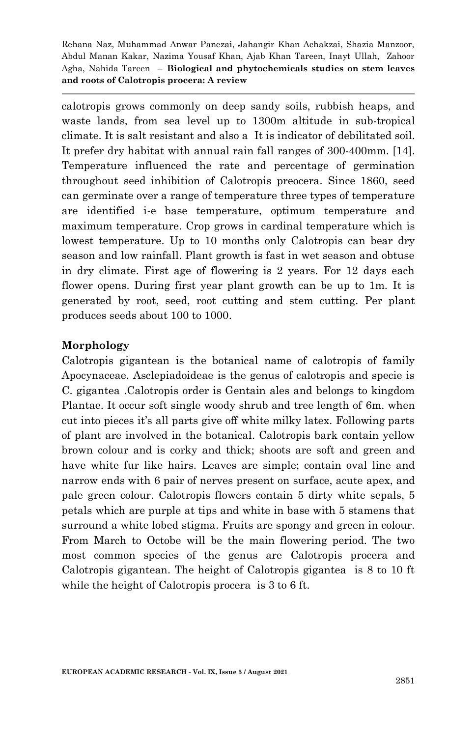calotropis grows commonly on deep sandy soils, rubbish heaps, and waste lands, from sea level up to 1300m altitude in sub-tropical climate. It is salt resistant and also a It is indicator of debilitated soil. It prefer dry habitat with annual rain fall ranges of 300-400mm. [14]. Temperature influenced the rate and percentage of germination throughout seed inhibition of Calotropis preocera. Since 1860, seed can germinate over a range of temperature three types of temperature are identified i-e base temperature, optimum temperature and maximum temperature. Crop grows in cardinal temperature which is lowest temperature. Up to 10 months only Calotropis can bear dry season and low rainfall. Plant growth is fast in wet season and obtuse in dry climate. First age of flowering is 2 years. For 12 days each flower opens. During first year plant growth can be up to 1m. It is generated by root, seed, root cutting and stem cutting. Per plant produces seeds about 100 to 1000.

## Morphology

Calotropis gigantean is the botanical name of calotropis of family Apocynaceae. Asclepiadoideae is the genus of calotropis and specie is C. gigantea .Calotropis order is Gentain ales and belongs to kingdom Plantae. It occur soft single woody shrub and tree length of 6m. when cut into pieces it's all parts give off white milky latex. Following parts of plant are involved in the botanical. Calotropis bark contain yellow brown colour and is corky and thick; shoots are soft and green and have white fur like hairs. Leaves are simple; contain oval line and narrow ends with 6 pair of nerves present on surface, acute apex, and pale green colour. Calotropis flowers contain 5 dirty white sepals, 5 petals which are purple at tips and white in base with 5 stamens that surround a white lobed stigma. Fruits are spongy and green in colour. From March to Octobe will be the main flowering period. The two most common species of the genus are Calotropis procera and Calotropis gigantean. The height of Calotropis gigantea is 8 to 10 ft while the height of Calotropis procera is 3 to 6 ft.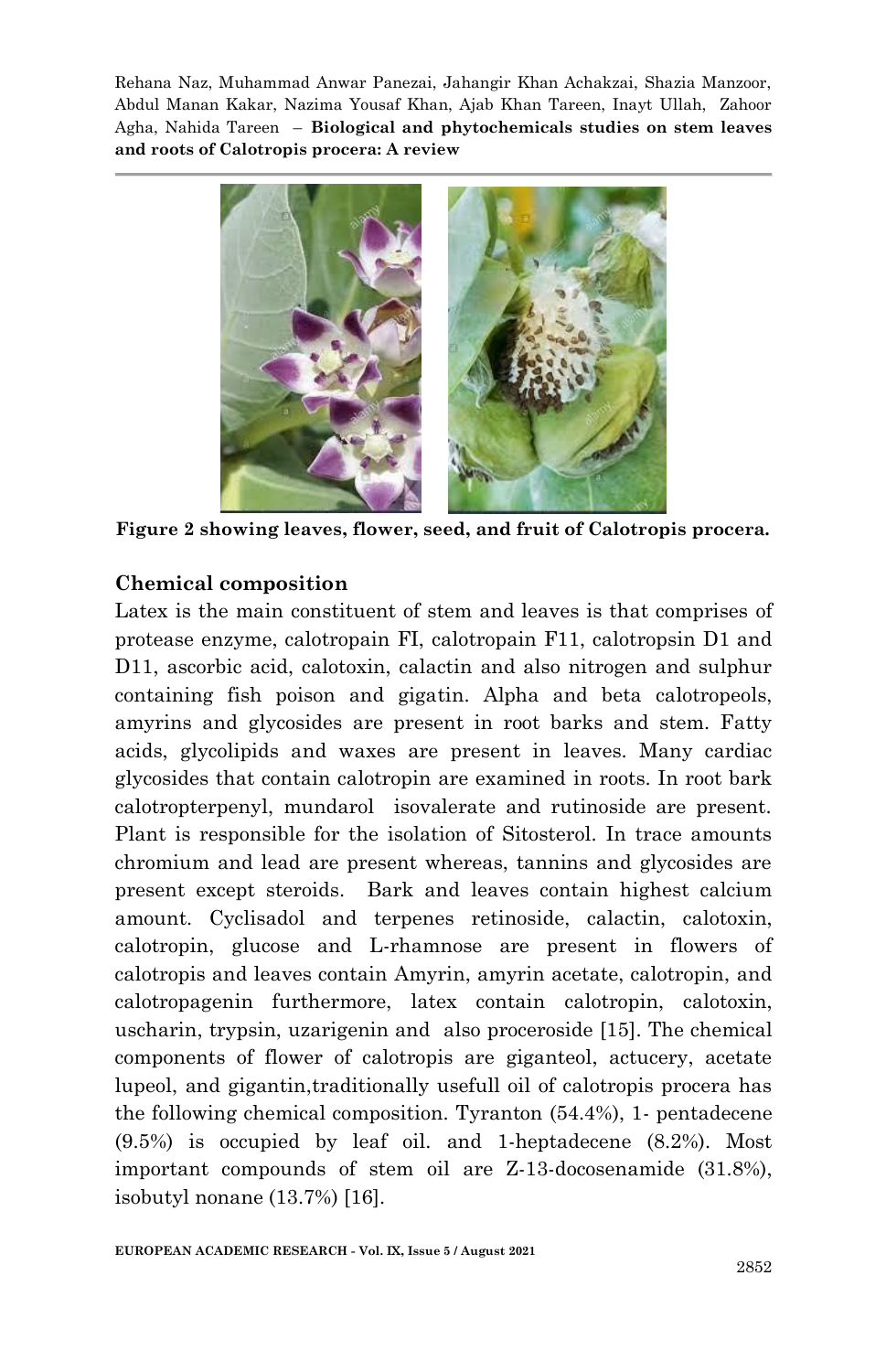**Figure 2 showing leaves, flower, seed, and fruit of Calotropis procera.**

## Chemical composition

Latex is the main constituent of stem and leaves is that comprises of protease enzyme, calotropain FI, calotropain F11, calotropsin D1 and D11, ascorbic acid, calotoxin, calactin and also nitrogen and sulphur containing fish poison and gigatin. Alpha and beta calotropeols, amyrins and glycosides are present in root barks and stem. Fatty acids, glycolipids and waxes are present in leaves. Many cardiac glycosides that contain calotropin are examined in roots. In root bark calotropterpenyl, mundarol isovalerate and rutinoside are present. Plant is responsible for the isolation of Sitosterol. In trace amounts chromium and lead are present whereas, tannins and glycosides are present except steroids. Bark and leaves contain highest calcium amount. Cyclisadol and terpenes retinoside, calactin, calotoxin, calotropin, glucose and L-rhamnose are present in flowers of calotropis and leaves contain Amyrin, amyrin acetate, calotropin, and calotropagenin furthermore, latex contain calotropin, calotoxin, uscharin, trypsin, uzarigenin and also proceroside [15]. The chemical components of flower of calotropis are giganteol, actucery, acetate lupeol, and gigantin,traditionally usefull oil of calotropis procera has the following chemical composition. Tyranton (54.4%), 1- pentadecene (9.5%) is occupied by leaf oil. and 1-heptadecene (8.2%). Most important compounds of stem oil are Z-13-docosenamide (31.8%), isobutyl nonane (13.7%) [16].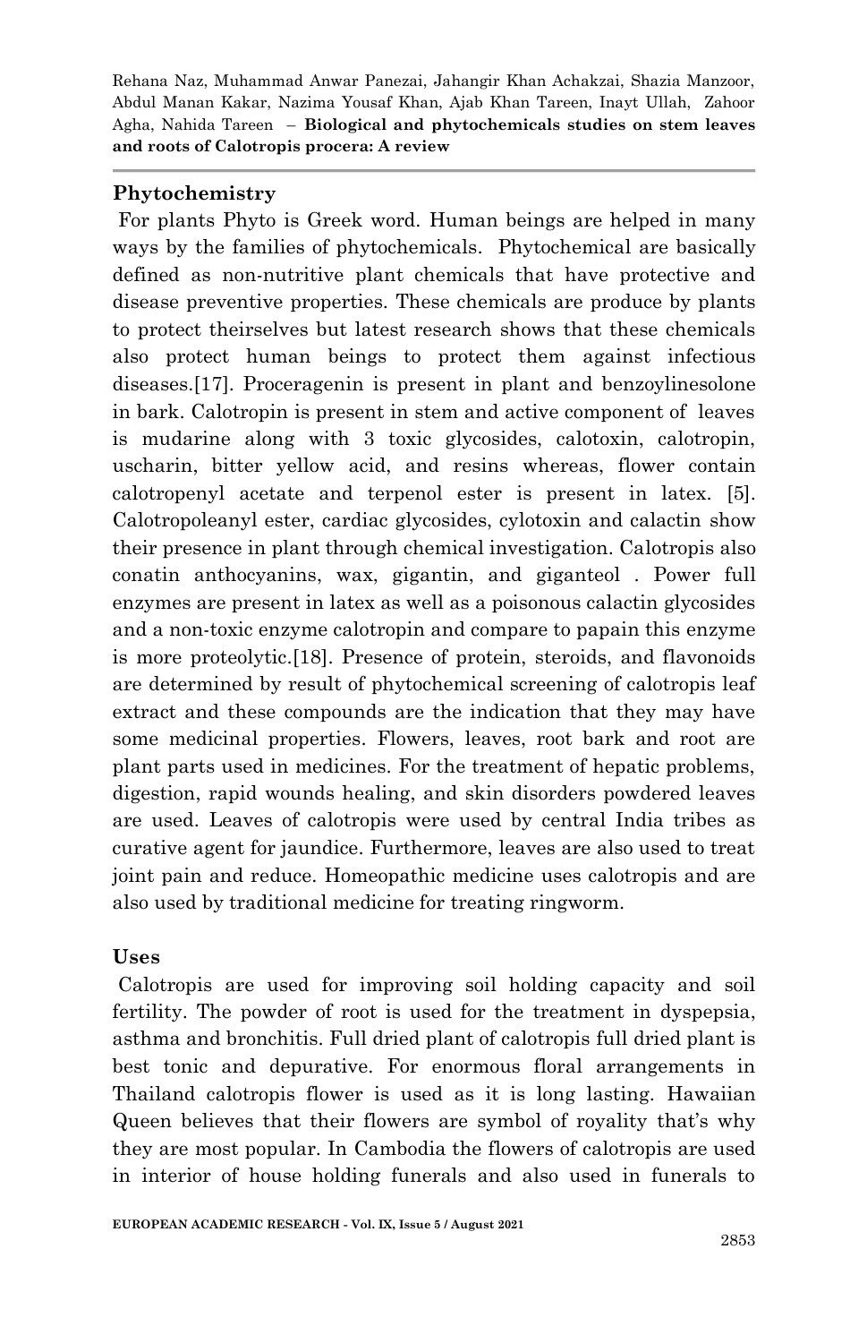**Phytochemistry**

For plants Phyto is Greek word. Human beings are helped in many ways by the families of phytochemicals. Phytochemical are basically defined as non-nutritive plant chemicals that have protective and disease preventive properties. These chemicals are produce by plants to protect theirselves but latest research shows that these chemicals also protect human beings to protect them against infectious diseases.[17]. Proceragenin is present in plant and benzoylinesolone in bark. Calotropin is present in stem and active component of leaves is mudarine along with 3 toxic glycosides, calotoxin, calotropin, uscharin, bitter yellow acid, and resins whereas, flower contain calotropenyl acetate and terpenol ester is present in latex. [5]. Calotropoleanyl ester, cardiac glycosides, cylotoxin and calactin show their presence in plant through chemical investigation. Calotropis also conatin anthocyanins, wax, gigantin, and giganteol . Power full enzymes are present in latex as well as a poisonous calactin glycosides and a non-toxic enzyme calotropin and compare to papain this enzyme is more proteolytic.[18]. Presence of protein, steroids, and flavonoids are determined by result of phytochemical screening of calotropis leaf extract and these compounds are the indication that they may have some medicinal properties. Flowers, leaves, root bark and root are plant parts used in medicines. For the treatment of hepatic problems, digestion, rapid wounds healing, and skin disorders powdered leaves are used. Leaves of calotropis were used by central India tribes as curative agent for jaundice. Furthermore, leaves are also used to treat joint pain and reduce. Homeopathic medicine uses calotropis and are also used by traditional medicine for treating ringworm.

**Uses**

Calotropis are used for improving soil holding capacity and soil fertility. The powder of root is used for the treatment in dyspepsia, asthma and bronchitis. Full dried plant of calotropis full dried plant is best tonic and depurative. For enormous floral arrangements in Thailand calotropis flower is used as it is long lasting. Hawaiian Queen believes that their flowers are symbol of royality that's why they are most popular. In Cambodia the flowers of calotropis are used in interior of house holding funerals and also used in funerals to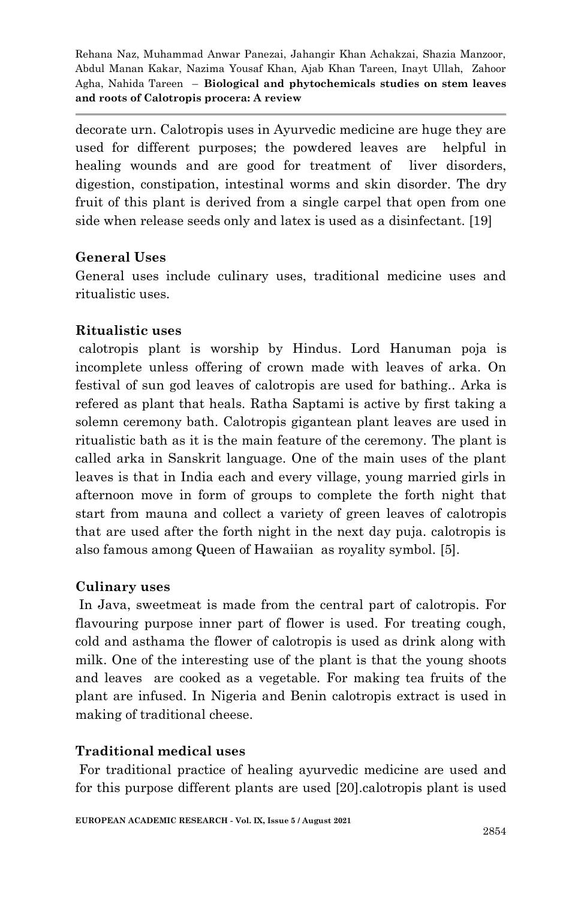decorate urn. Calotropis uses in Ayurvedic medicine are huge they are used for different purposes; the powdered leaves are helpful in healing wounds and are good for treatment of liver disorders, digestion, constipation, intestinal worms and skin disorder. The dry fruit of this plant is derived from a single carpel that open from one side when release seeds only and latex is used as a disinfectant. [19]

### General Uses

General uses include culinary uses, traditional medicine uses and ritualistic uses.

### Ritualistic uses

calotropis plant is worship by Hindus. Lord Hanuman poja is incomplete unless offering of crown made with leaves of arka. On festival of sun god leaves of calotropis are used for bathing.. Arka is refered as plant that heals. Ratha Saptami is active by first taking a solemn ceremony bath. Calotropis gigantean plant leaves are used in ritualistic bath as it is the main feature of the ceremony. The plant is called arka in Sanskrit language. One of the main uses of the plant leaves is that in India each and every village, young married girls in afternoon move in form of groups to complete the forth night that start from mauna and collect a variety of green leaves of calotropis that are used after the forth night in the next day puja. calotropis is also famous among Queen of Hawaiian as royality symbol. [5].

### Culinary uses

In Java, sweetmeat is made from the central part of calotropis. For flavouring purpose inner part of flower is used. For treating cough, cold and asthama the flower of calotropis is used as drink along with milk. One of the interesting use of the plant is that the young shoots and leaves are cooked as a vegetable. For making tea fruits of the plant are infused. In Nigeria and Benin calotropis extract is used in making of traditional cheese.

### Traditional medical uses

For traditional practice of healing ayurvedic medicine are used and for this purpose different plants are used [20].calotropis plant is used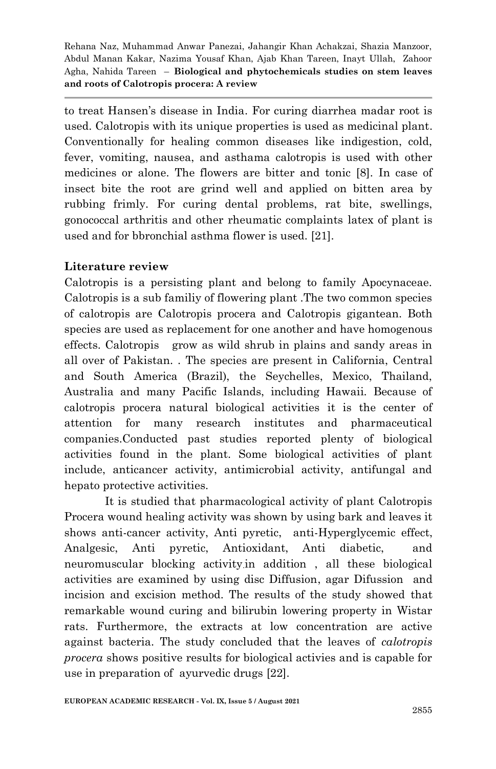to treat Hansen's disease in India. For curing diarrhea madar root is used. Calotropis with its unique properties is used as medicinal plant. Conventionally for healing common diseases like indigestion, cold, fever, vomiting, nausea, and asthama calotropis is used with other medicines or alone. The flowers are bitter and tonic [8]. In case of insect bite the root are grind well and applied on bitten area by rubbing frimly. For curing dental problems, rat bite, swellings, gonococcal arthritis and other rheumatic complaints latex of plant is used and for bbronchial asthma flower is used. [21].

**Literature review**

Calotropis is a persisting plant and belong to family Apocynaceae. Calotropis is a sub familiy of flowering plant .The two common species of calotropis are Calotropis procera and Calotropis gigantean. Both species are used as replacement for one another and have homogenous effects. Calotropis grow as wild shrub in plains and sandy areas in all over of Pakistan. . The species are present in California, Central and South America (Brazil), the Seychelles, Mexico, Thailand, Australia and many Pacific Islands, including Hawaii. Because of calotropis procera natural biological activities it is the center of attention for many research institutes and pharmaceutical companies.Conducted past studies reported plenty of biological activities found in the plant. Some biological activities of plant include, anticancer activity, antimicrobial activity, antifungal and hepato protective activities.

It is studied that pharmacological activity of plant Calotropis Procera wound healing activity was shown by using bark and leaves it shows anti-cancer activity, Anti pyretic, anti-Hyperglycemic effect, Analgesic, Anti pyretic, Antioxidant, Anti diabetic, and neuromuscular blocking activity.in addition , all these biological activities are examined by using disc Diffusion, agar Difussion and incision and excision method. The results of the study showed that remarkable wound curing and bilirubin lowering property in Wistar rats. Furthermore, the extracts at low concentration are active against bacteria. The study concluded that the leaves of *calotropis procera* shows positive results for biological activies and is capable for use in preparation of ayurvedic drugs [22].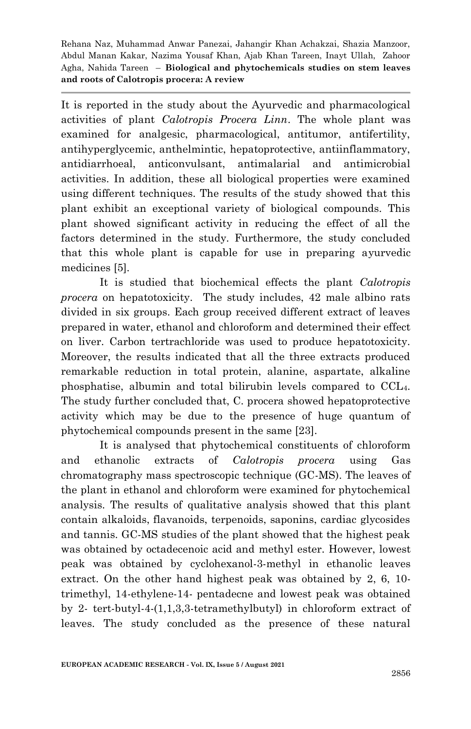It is reported in the study about the Ayurvedic and pharmacological activities of plant *Calotropis Procera Linn*. The whole plant was examined for analgesic, pharmacological, antitumor, antifertility, antihyperglycemic, anthelmintic, hepatoprotective, antiinflammatory, antidiarrhoeal, anticonvulsant, antimalarial and antimicrobial activities. In addition, these all biological properties were examined using different techniques. The results of the study showed that this plant exhibit an exceptional variety of biological compounds. This plant showed significant activity in reducing the effect of all the factors determined in the study. Furthermore, the study concluded that this whole plant is capable for use in preparing ayurvedic medicines [5].

It is studied that biochemical effects the plant *Calotropis procera* on hepatotoxicity. The study includes, 42 male albino rats divided in six groups. Each group received different extract of leaves prepared in water, ethanol and chloroform and determined their effect on liver. Carbon tertrachloride was used to produce hepatotoxicity. Moreover, the results indicated that all the three extracts produced remarkable reduction in total protein, alanine, aspartate, alkaline phosphatise, albumin and total bilirubin levels compared to $CCL_4$. The study further concluded that, C. procera showed hepatoprotective activity which may be due to the presence of huge quantum of phytochemical compounds present in the same [23].

It is analysed that phytochemical constituents of chloroform and ethanolic extracts of *Calotropis procera* using Gas chromatography mass spectroscopic technique (GC-MS). The leaves of the plant in ethanol and chloroform were examined for phytochemical analysis. The results of qualitative analysis showed that this plant contain alkaloids, flavanoids, terpenoids, saponins, cardiac glycosides and tannis. GC-MS studies of the plant showed that the highest peak was obtained by octadecenoic acid and methyl ester. However, lowest peak was obtained by cyclohexanol-3-methyl in ethanolic leaves extract. On the other hand highest peak was obtained by 2, 6, 10-trimethyl, 14-ethylene-14- pentadecne and lowest peak was obtained by 2- tert-butyl-4-(1,1,3,3-tetramethylbutyl) in chloroform extract of leaves. The study concluded as the presence of these natural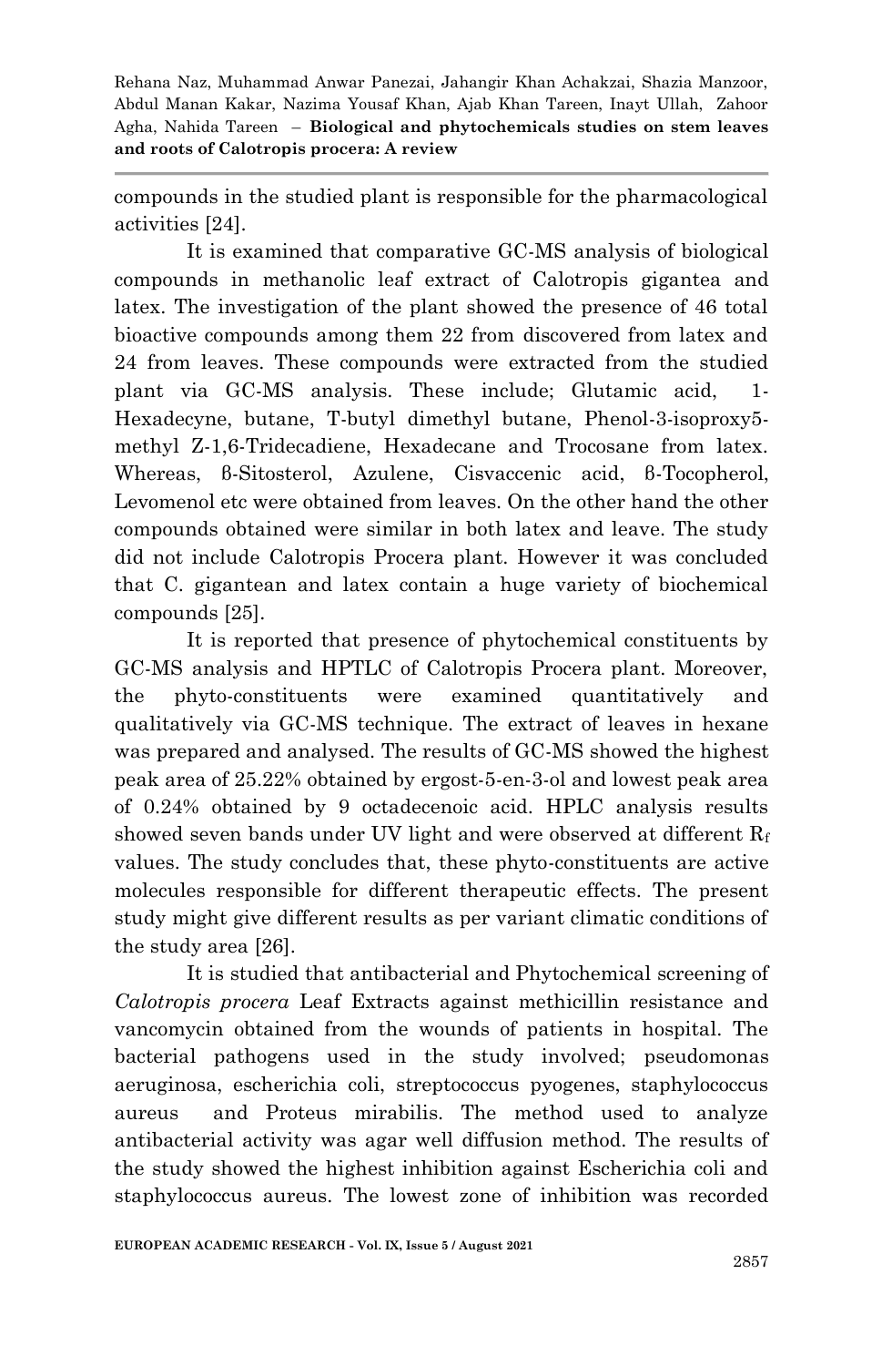compounds in the studied plant is responsible for the pharmacological activities [24].

It is examined that comparative GC-MS analysis of biological compounds in methanolic leaf extract of Calotropis gigantea and latex. The investigation of the plant showed the presence of 46 total bioactive compounds among them 22 from discovered from latex and 24 from leaves. These compounds were extracted from the studied plant via GC-MS analysis. These include; Glutamic acid, 1-Hexadecyne, butane, T-butyl dimethyl butane, Phenol-3-isoproxy5-methyl Z-1,6-Tridecadiene, Hexadecane and Trocosane from latex. Whereas, β-Sitosterol, Azulene, Cisvaccenic acid, β-Tocopherol, Levomenol etc were obtained from leaves. On the other hand the other compounds obtained were similar in both latex and leave. The study did not include Calotropis Procera plant. However it was concluded that C. gigantean and latex contain a huge variety of biochemical compounds [25].

It is reported that presence of phytochemical constituents by GC-MS analysis and HPTLC of Calotropis Procera plant. Moreover, the phyto-constituents were examined quantitatively and qualitatively via GC-MS technique. The extract of leaves in hexane was prepared and analysed. The results of GC-MS showed the highest peak area of 25.22% obtained by ergost-5-en-3-ol and lowest peak area of 0.24% obtained by 9 octadecenoic acid. HPLC analysis results showed seven bands under UV light and were observed at different $R_f$ values. The study concludes that, these phyto-constituents are active molecules responsible for different therapeutic effects. The present study might give different results as per variant climatic conditions of the study area [26].

It is studied that antibacterial and Phytochemical screening of *Calotropis procera* Leaf Extracts against methicillin resistance and vancomycin obtained from the wounds of patients in hospital. The bacterial pathogens used in the study involved; pseudomonas aeruginosa, escherichia coli, streptococcus pyogenes, staphylococcus aureus and Proteus mirabilis. The method used to analyze antibacterial activity was agar well diffusion method. The results of the study showed the highest inhibition against Escherichia coli and staphylococcus aureus. The lowest zone of inhibition was recorded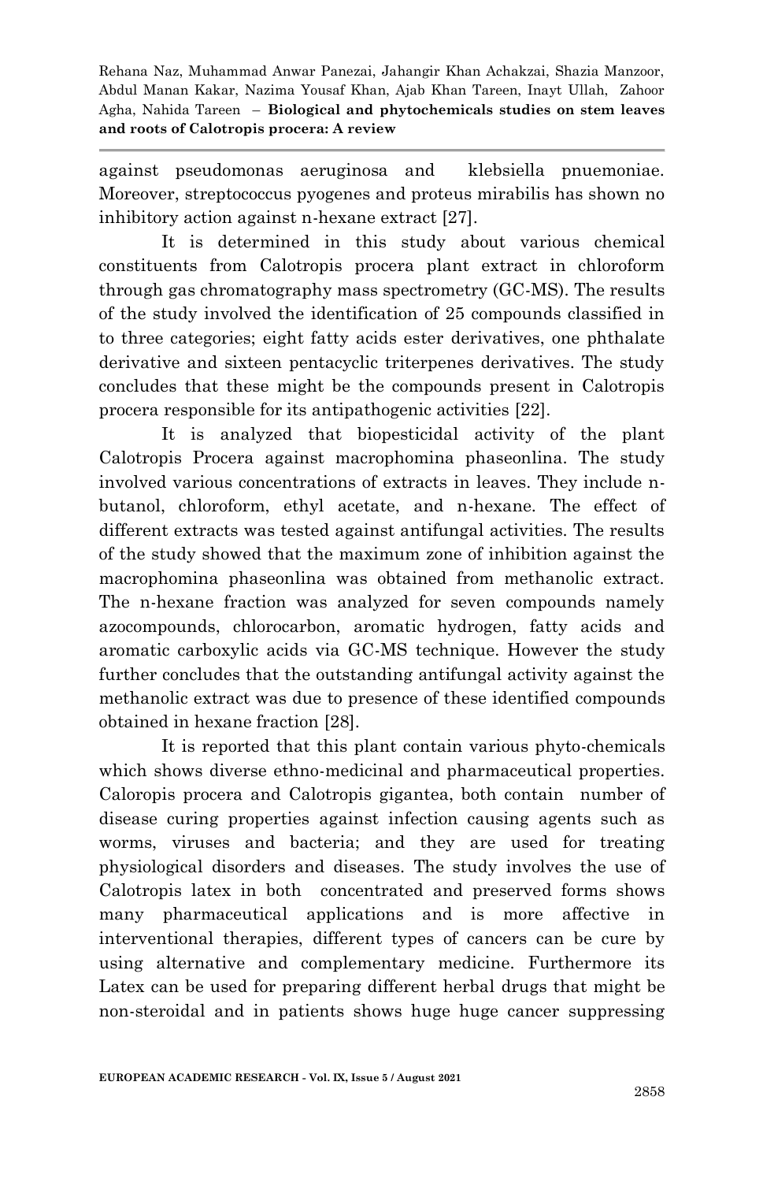against pseudomonas aeruginosa and klebsiella pnuemoniae. Moreover, streptococcus pyogenes and proteus mirabilis has shown no inhibitory action against n-hexane extract [27].

It is determined in this study about various chemical constituents from Calotropis procera plant extract in chloroform through gas chromatography mass spectrometry (GC-MS). The results of the study involved the identification of 25 compounds classified in to three categories; eight fatty acids ester derivatives, one phthalate derivative and sixteen pentacyclic triterpenes derivatives. The study concludes that these might be the compounds present in Calotropis procera responsible for its antipathogenic activities [22].

It is analyzed that biopesticidal activity of the plant Calotropis Procera against macrophomina phaseonlina. The study involved various concentrations of extracts in leaves. They include n-butanol, chloroform, ethyl acetate, and n-hexane. The effect of different extracts was tested against antifungal activities. The results of the study showed that the maximum zone of inhibition against the macrophomina phaseonlina was obtained from methanolic extract. The n-hexane fraction was analyzed for seven compounds namely azocompounds, chlorocarbon, aromatic hydrogen, fatty acids and aromatic carboxylic acids via GC-MS technique. However the study further concludes that the outstanding antifungal activity against the methanolic extract was due to presence of these identified compounds obtained in hexane fraction [28].

It is reported that this plant contain various phyto-chemicals which shows diverse ethno-medicinal and pharmaceutical properties. Caloropis procera and Calotropis gigantea, both contain number of disease curing properties against infection causing agents such as worms, viruses and bacteria; and they are used for treating physiological disorders and diseases. The study involves the use of Calotropis latex in both concentrated and preserved forms shows many pharmaceutical applications and is more affective in interventional therapies, different types of cancers can be cure by using alternative and complementary medicine. Furthermore its Latex can be used for preparing different herbal drugs that might be non-steroidal and in patients shows huge huge cancer suppressing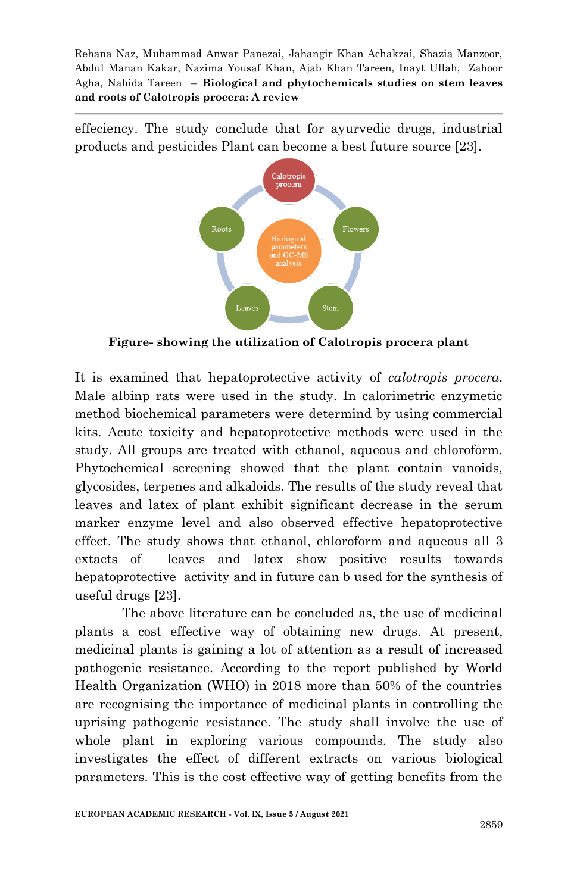effeciency. The study conclude that for ayurvedic drugs, industrial products and pesticides Plant can become a best future source [23].

**Figure- showing the utilization of Calotropis procera plant**

It is examined that hepatoprotective activity of *calotropis procera*. Male albinp rats were used in the study. In calorimetric enzymetic method biochemical parameters were determind by using commercial kits. Acute toxicity and hepatoprotective methods were used in the study. All groups are treated with ethanol, aqueous and chloroform. Phytochemical screening showed that the plant contain vanoids, glycosides, terpenes and alkaloids. The results of the study reveal that leaves and latex of plant exhibit significant decrease in the serum marker enzyme level and also observed effective hepatoprotective effect. The study shows that ethanol, chloroform and aqueous all 3 extacts of leaves and latex show positive results towards hepatoprotective activity and in future can b used for the synthesis of useful drugs [23].

The above literature can be concluded as, the use of medicinal plants a cost effective way of obtaining new drugs. At present, medicinal plants is gaining a lot of attention as a result of increased pathogenic resistance. According to the report published by World Health Organization (WHO) in 2018 more than 50% of the countries are recognising the importance of medicinal plants in controlling the uprising pathogenic resistance. The study shall involve the use of whole plant in exploring various compounds. The study also investigates the effect of different extracts on various biological parameters. This is the cost effective way of getting benefits from the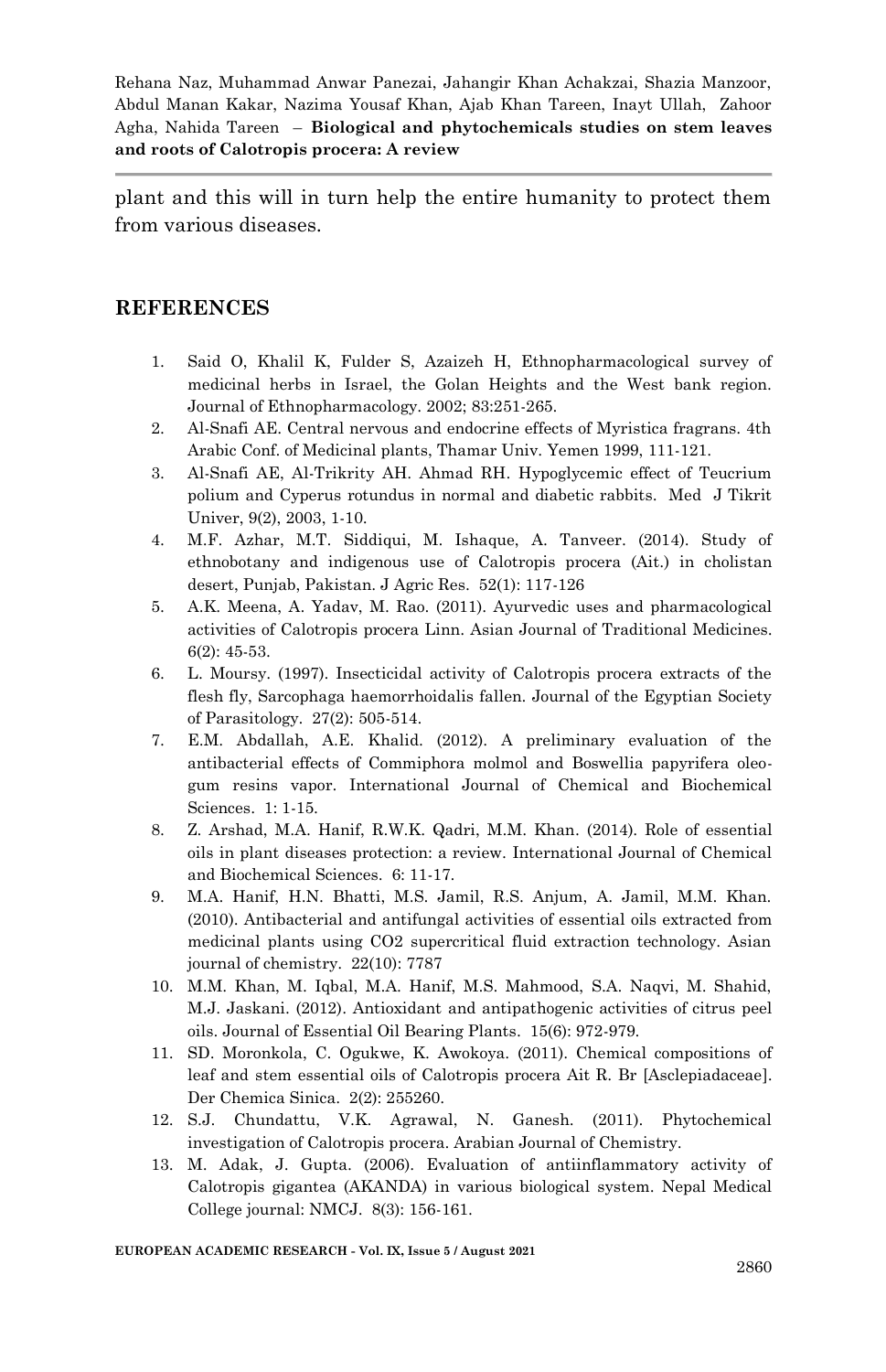plant and this will in turn help the entire humanity to protect them from various diseases.

## REFERENCES

1. Said O, Khalil K, Fulder S, Azaizeh H, Ethnopharmacological survey of medicinal herbs in Israel, the Golan Heights and the West bank region. Journal of Ethnopharmacology. 2002; 83:251-265.
2. Al-Snafi AE. Central nervous and endocrine effects of Myristica fragrans. 4th Arabic Conf. of Medicinal plants, Thamar Univ. Yemen 1999, 111-121.
3. Al-Snafi AE, Al-Trikrity AH. Ahmad RH. Hypoglycemic effect of Teucrium polium and Cyperus rotundus in normal and diabetic rabbits. Med J Tikrit Univer, 9(2), 2003, 1-10.
4. M.F. Azhar, M.T. Siddiqui, M. Ishaque, A. Tanveer. (2014). Study of ethnobotany and indigenous use of Calotropis procera (Ait.) in cholistan desert, Punjab, Pakistan. J Agric Res. 52(1): 117-126
5. A.K. Meena, A. Yadav, M. Rao. (2011). Ayurvedic uses and pharmacological activities of Calotropis procera Linn. Asian Journal of Traditional Medicines. 6(2): 45-53.
6. L. Moursy. (1997). Insecticidal activity of Calotropis procera extracts of the flesh fly, Sarcophaga haemorrhoidalis fallen. Journal of the Egyptian Society of Parasitology. 27(2): 505-514.
7. E.M. Abdallah, A.E. Khalid. (2012). A preliminary evaluation of the antibacterial effects of Commiphora molmol and Boswellia papyrifera oleo-gum resins vapor. International Journal of Chemical and Biochemical Sciences. 1: 1-15.
8. Z. Arshad, M.A. Hanif, R.W.K. Qadri, M.M. Khan. (2014). Role of essential oils in plant diseases protection: a review. International Journal of Chemical and Biochemical Sciences. 6: 11-17.
9. M.A. Hanif, H.N. Bhatti, M.S. Jamil, R.S. Anjum, A. Jamil, M.M. Khan. (2010). Antibacterial and antifungal activities of essential oils extracted from medicinal plants using CO2 supercritical fluid extraction technology. Asian journal of chemistry. 22(10): 7787
10. M.M. Khan, M. Iqbal, M.A. Hanif, M.S. Mahmood, S.A. Naqvi, M. Shahid, M.J. Jaskani. (2012). Antioxidant and antipathogenic activities of citrus peel oils. Journal of Essential Oil Bearing Plants. 15(6): 972-979.
11. SD. Moronkola, C. Ogukwe, K. Awokoya. (2011). Chemical compositions of leaf and stem essential oils of Calotropis procera Ait R. Br [Asclepiadaceae]. Der Chemica Sinica. 2(2): 255260.
12. S.J. Chundattu, V.K. Agrawal, N. Ganesh. (2011). Phytochemical investigation of Calotropis procera. Arabian Journal of Chemistry.
13. M. Adak, J. Gupta. (2006). Evaluation of antiinflammatory activity of Calotropis gigantea (AKANDA) in various biological system. Nepal Medical College journal: NMCJ. 8(3): 156-161.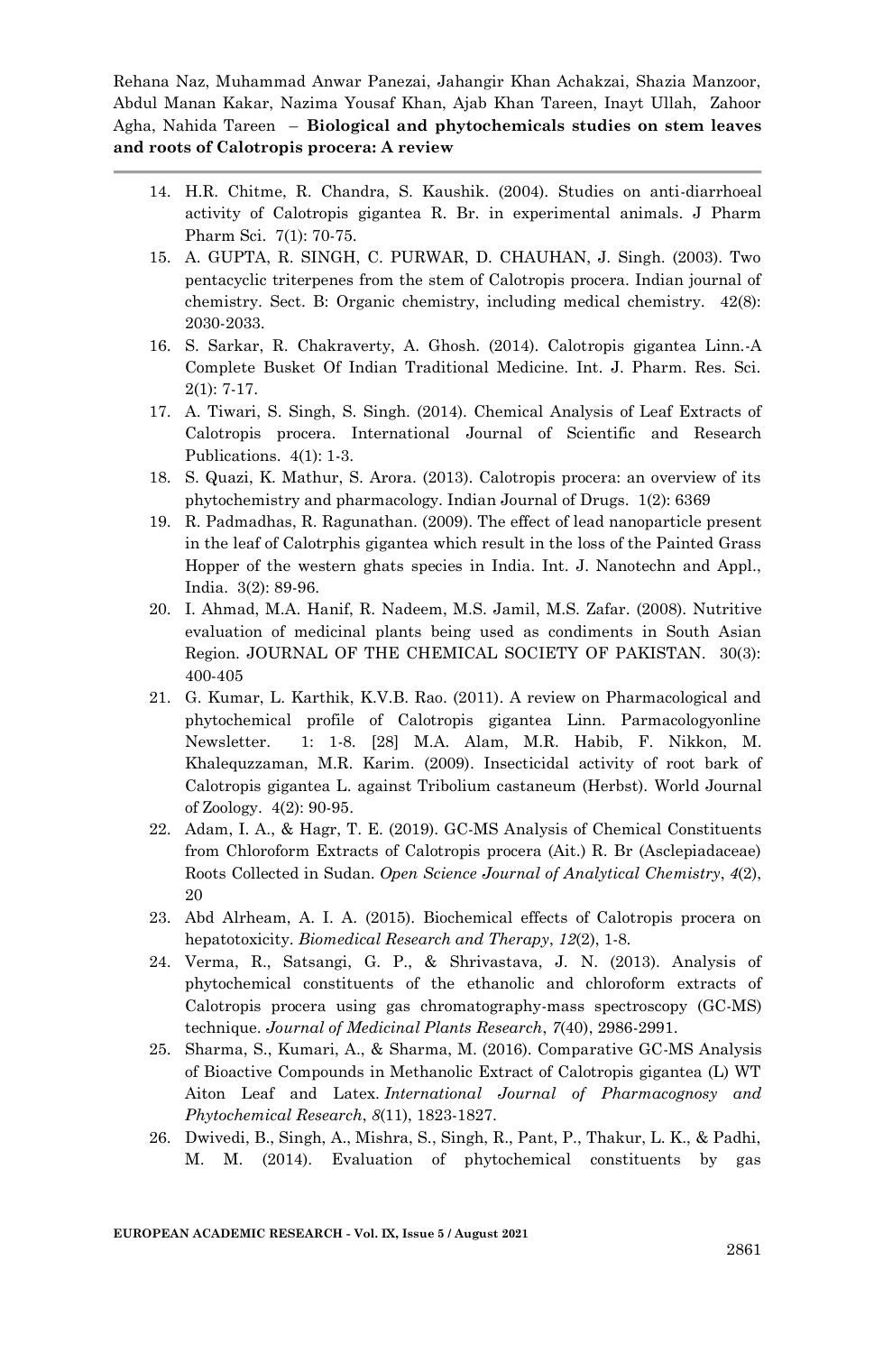14. H.R. Chitme, R. Chandra, S. Kaushik. (2004). Studies on anti-diarrhoeal activity of Calotropis gigantea R. Br. in experimental animals. J Pharm Pharm Sci. 7(1): 70-75.
15. A. GUPTA, R. SINGH, C. PURWAR, D. CHAUHAN, J. Singh. (2003). Two pentacyclic triterpenes from the stem of Calotropis procera. Indian journal of chemistry. Sect. B: Organic chemistry, including medical chemistry. 42(8): 2030-2033.
16. S. Sarkar, R. Chakraverty, A. Ghosh. (2014). Calotropis gigantea Linn.-A Complete Busket Of Indian Traditional Medicine. Int. J. Pharm. Res. Sci. 2(1): 7-17.
17. A. Tiwari, S. Singh, S. Singh. (2014). Chemical Analysis of Leaf Extracts of Calotropis procera. International Journal of Scientific and Research Publications. 4(1): 1-3.
18. S. Quazi, K. Mathur, S. Arora. (2013). Calotropis procera: an overview of its phytochemistry and pharmacology. Indian Journal of Drugs. 1(2): 6369
19. R. Padmadhas, R. Ragunathan. (2009). The effect of lead nanoparticle present in the leaf of Calotrphis gigantea which result in the loss of the Painted Grass Hopper of the western ghats species in India. Int. J. Nanotechn and Appl., India. 3(2): 89-96.
20. I. Ahmad, M.A. Hanif, R. Nadeem, M.S. Jamil, M.S. Zafar. (2008). Nutritive evaluation of medicinal plants being used as condiments in South Asian Region. JOURNAL OF THE CHEMICAL SOCIETY OF PAKISTAN. 30(3): 400-405
21. G. Kumar, L. Karthik, K.V.B. Rao. (2011). A review on Pharmacological and phytochemical profile of Calotropis gigantea Linn. Parmacologyonline Newsletter. 1: 1-8. [28] M.A. Alam, M.R. Habib, F. Nikkon, M. Khalequzzaman, M.R. Karim. (2009). Insecticidal activity of root bark of Calotropis gigantea L. against Tribolium castaneum (Herbst). World Journal of Zoology. 4(2): 90-95.
22. Adam, I. A., & Hagr, T. E. (2019). GC-MS Analysis of Chemical Constituents from Chloroform Extracts of Calotropis procera (Ait.) R. Br (Asclepiadaceae) Roots Collected in Sudan. *Open Science Journal of Analytical Chemistry*, *4*(2), 20
23. Abd Alrheam, A. I. A. (2015). Biochemical effects of Calotropis procera on hepatotoxicity. *Biomedical Research and Therapy*, *12*(2), 1-8.
24. Verma, R., Satsangi, G. P., & Shrivastava, J. N. (2013). Analysis of phytochemical constituents of the ethanolic and chloroform extracts of Calotropis procera using gas chromatography-mass spectroscopy (GC-MS) technique. *Journal of Medicinal Plants Research*, *7*(40), 2986-2991.
25. Sharma, S., Kumari, A., & Sharma, M. (2016). Comparative GC-MS Analysis of Bioactive Compounds in Methanolic Extract of Calotropis gigantea (L) WT Aiton Leaf and Latex. *International Journal of Pharmacognosy and Phytochemical Research*, *8*(11), 1823-1827.
26. Dwivedi, B., Singh, A., Mishra, S., Singh, R., Pant, P., Thakur, L. K., & Padhi, M. M. (2014). Evaluation of phytochemical constituents by gas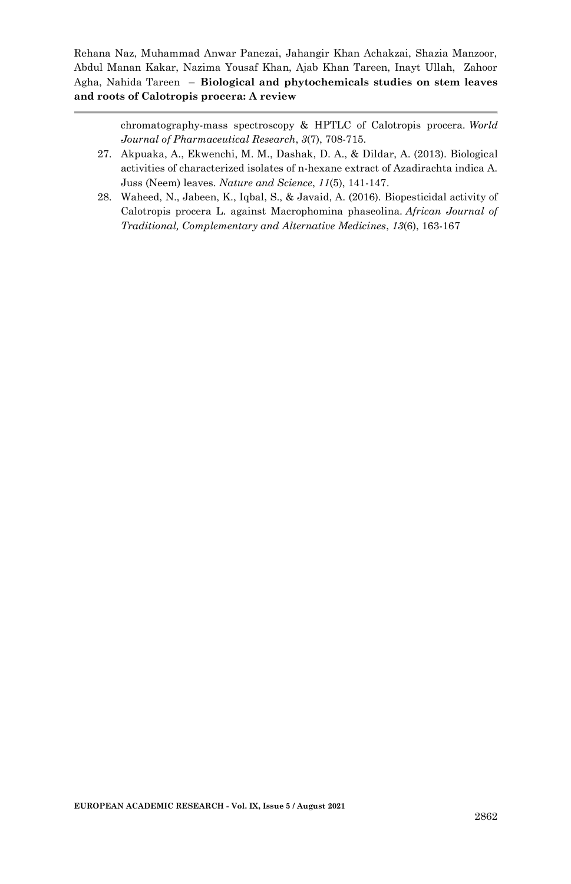chromatography-mass spectroscopy & HPTLC of Calotropis procera. *World Journal of Pharmaceutical Research*, *3*(7), 708-715.

27. Akpuaka, A., Ekwenchi, M. M., Dashak, D. A., & Dildar, A. (2013). Biological activities of characterized isolates of n-hexane extract of Azadirachta indica A. Juss (Neem) leaves. *Nature and Science*, *11*(5), 141-147.
28. Waheed, N., Jabeen, K., Iqbal, S., & Javaid, A. (2016). Biopesticidal activity of Calotropis procera L. against Macrophomina phaseolina. *African Journal of Traditional, Complementary and Alternative Medicines*, *13*(6), 163-167